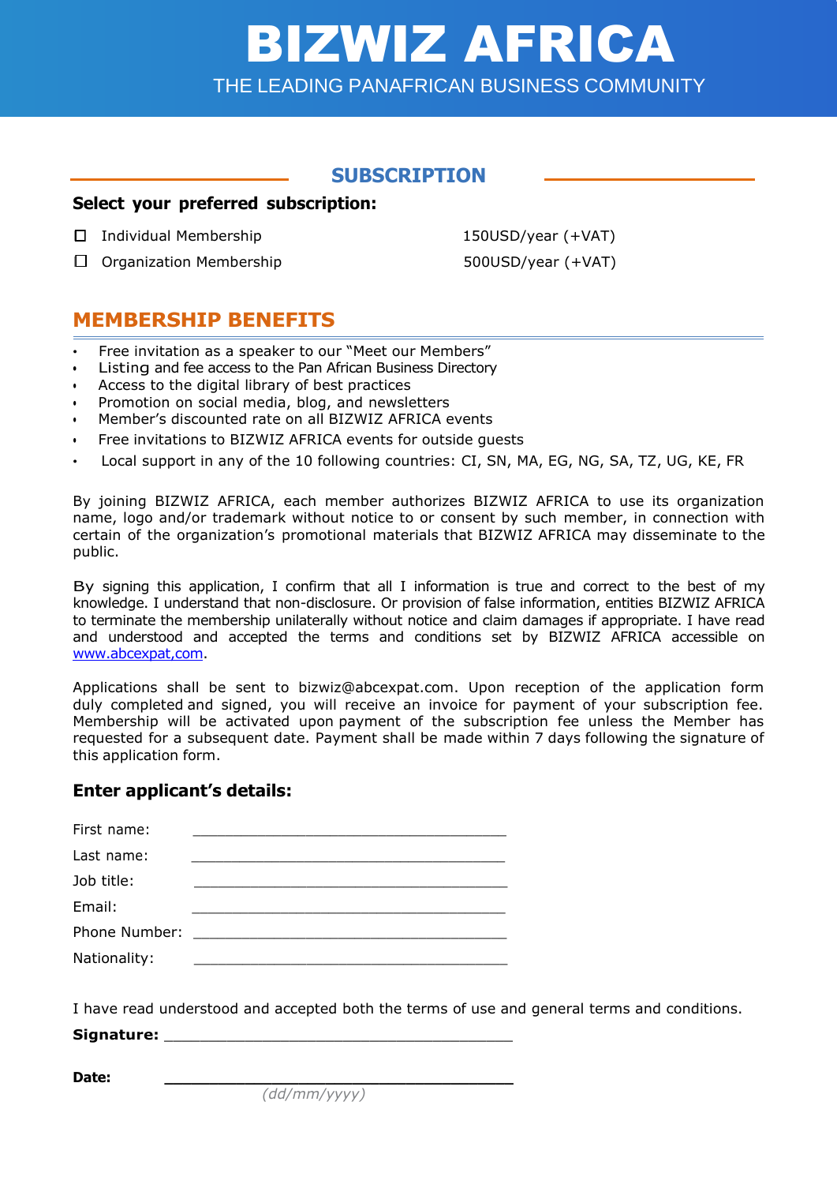# BIZWIZ AFRICA

THE LEADING PANAFRICAN BUSINESS COMMUNITY

## SUBSCRIPTION

**Select your preferred subscription:**

| | |
|---|---|
| ☐ Individual Membership | 150USD/year (+VAT) |
| ☐ Organization Membership | 500USD/year (+VAT) |

## MEMBERSHIP BENEFITS

- Free invitation as a speaker to our "Meet our Members"
- Listing and fee access to the Pan African Business Directory
- Access to the digital library of best practices
- Promotion on social media, blog, and newsletters
- Member's discounted rate on all BIZWIZ AFRICA events
- Free invitations to BIZWIZ AFRICA events for outside guests
- Local support in any of the 10 following countries: CI, SN, MA, EG, NG, SA, TZ, UG, KE, FR

By joining BIZWIZ AFRICA, each member authorizes BIZWIZ AFRICA to use its organization name, logo and/or trademark without notice to or consent by such member, in connection with certain of the organization's promotional materials that BIZWIZ AFRICA may disseminate to the public.

By signing this application, I confirm that all I information is true and correct to the best of my knowledge. I understand that non-disclosure. Or provision of false information, entities BIZWIZ AFRICA to terminate the membership unilaterally without notice and claim damages if appropriate. I have read and understood and accepted the terms and conditions set by BIZWIZ AFRICA accessible on www.abcexpat,com.

Applications shall be sent to bizwiz@abcexpat.com. Upon reception of the application form duly completed and signed, you will receive an invoice for payment of your subscription fee. Membership will be activated upon payment of the subscription fee unless the Member has requested for a subsequent date. Payment shall be made within 7 days following the signature of this application form.

### Enter applicant's details:

First name: ______________________________________

Last name: ______________________________________

Job title: ______________________________________

Email: ______________________________________

Phone Number: ______________________________________

Nationality: ______________________________________

I have read understood and accepted both the terms of use and general terms and conditions.

**Signature:** ______________________________________

**Date:** ______________________________________
*(dd/mm/yyyy)*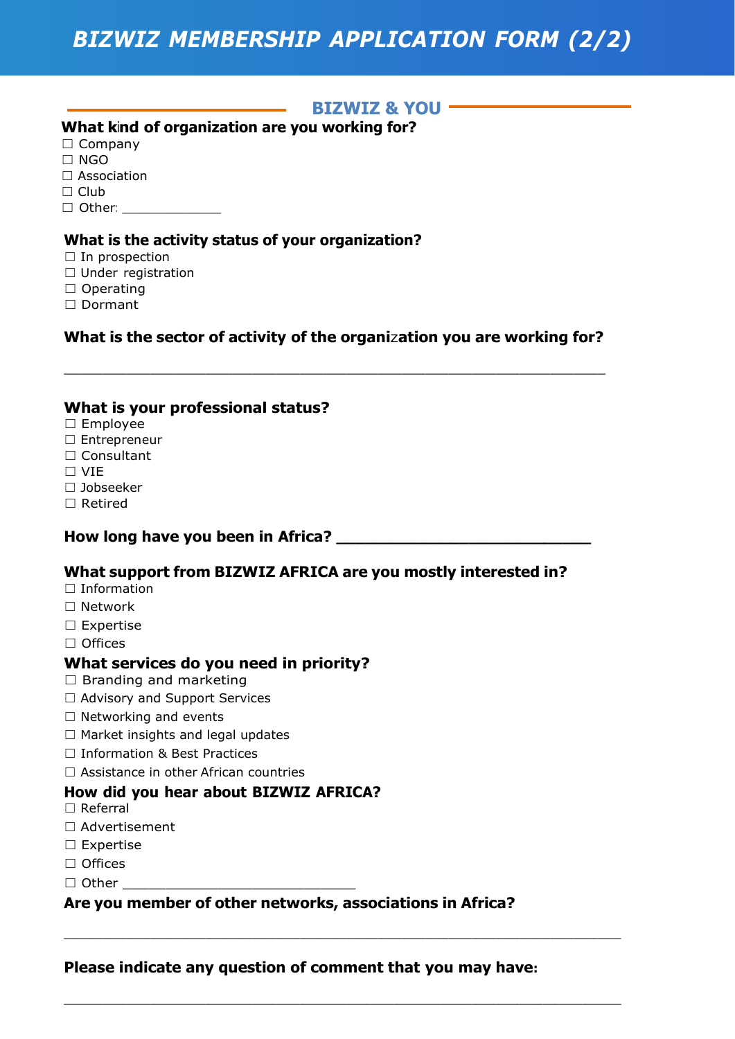# *BIZWIZ MEMBERSHIP APPLICATION FORM (2/2)*

## BIZWIZ & YOU

**What kind of organization are you working for?**

☐ Company
☐ NGO
☐ Association
☐ Club
☐ Other: _____________

**What is the activity status of your organization?**

☐ In prospection
☐ Under registration
☐ Operating
☐ Dormant

**What is the sector of activity of the organization you are working for?**

_______________________________________________________________

**What is your professional status?**

☐ Employee
☐ Entrepreneur
☐ Consultant
☐ VIE
☐ Jobseeker
☐ Retired

**How long have you been in Africa? ___________________________**

**What support from BIZWIZ AFRICA are you mostly interested in?**

☐ Information
☐ Network
☐ Expertise
☐ Offices

**What services do you need in priority?**

☐ Branding and marketing
☐ Advisory and Support Services
☐ Networking and events
☐ Market insights and legal updates
☐ Information & Best Practices
☐ Assistance in other African countries

**How did you hear about BIZWIZ AFRICA?**

☐ Referral
☐ Advertisement
☐ Expertise
☐ Offices
☐ Other _____________________________

**Are you member of other networks, associations in Africa?**

_______________________________________________________________

**Please indicate any question of comment that you may have:**

_______________________________________________________________